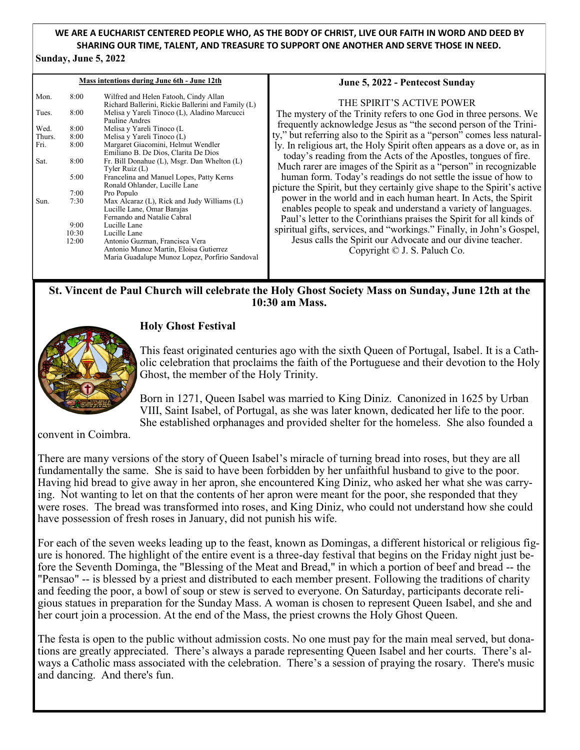**WE ARE A EUCHARIST CENTERED PEOPLE WHO, AS THE BODY OF CHRIST, LIVE OUR FAITH IN WORD AND DEED BY SHARING OUR TIME, TALENT, AND TREASURE TO SUPPORT ONE ANOTHER AND SERVE THOSE IN NEED.**

**Sunday, June 5, 2022**

**Mass intentions during June 6th - June 12th**

| | | |
|---|---|---|
| Mon. | 8:00 | Wilfred and Helen Fatooh, Cindy Allan<br>Richard Ballerini, Rickie Ballerini and Family (L) |
| Tues. | 8:00 | Melisa y Yareli Tinoco (L), Aladino Marcucci<br>Pauline Andres |
| Wed. | 8:00 | Melisa y Yareli Tinoco (L |
| Thurs. | 8:00 | Melisa y Yareli Tinoco (L) |
| Fri. | 8:00 | Margaret Giacomini, Helmut Wendler<br>Emiliano B. De Dios, Clarita De Dios |
| Sat. | 8:00 | Fr. Bill Donahue (L), Msgr. Dan Whelton (L)<br>Tyler Ruiz (L) |
| | 5:00 | Francelina and Manuel Lopes, Patty Kerns<br>Ronald Ohlander, Lucille Lane |
| | 7:00 | Pro Populo |
| Sun. | 7:30 | Max Alcaraz (L), Rick and Judy Williams (L)<br>Lucille Lane, Omar Barajas<br>Fernando and Natalie Cabral |
| | 9:00 | Lucille Lane |
| | 10:30 | Lucille Lane |
| | 12:00 | Antonio Guzman, Francisca Vera<br>Antonio Munoz Martin, Eloisa Gutierrez<br>Maria Guadalupe Munoz Lopez, Porfirio Sandoval |

**June 5, 2022 - Pentecost Sunday**

THE SPIRIT'S ACTIVE POWER

The mystery of the Trinity refers to one God in three persons. We frequently acknowledge Jesus as "the second person of the Trinity," but referring also to the Spirit as a "person" comes less naturally. In religious art, the Holy Spirit often appears as a dove or, as in today's reading from the Acts of the Apostles, tongues of fire. Much rarer are images of the Spirit as a "person" in recognizable human form. Today's readings do not settle the issue of how to picture the Spirit, but they certainly give shape to the Spirit's active power in the world and in each human heart. In Acts, the Spirit enables people to speak and understand a variety of languages. Paul's letter to the Corinthians praises the Spirit for all kinds of spiritual gifts, services, and "workings." Finally, in John's Gospel, Jesus calls the Spirit our Advocate and our divine teacher.

Copyright © J. S. Paluch Co.

**St. Vincent de Paul Church will celebrate the Holy Ghost Society Mass on Sunday, June 12th at the 10:30 am Mass.**

## Holy Ghost Festival

This feast originated centuries ago with the sixth Queen of Portugal, Isabel. It is a Catholic celebration that proclaims the faith of the Portuguese and their devotion to the Holy Ghost, the member of the Holy Trinity.

Born in 1271, Queen Isabel was married to King Diniz. Canonized in 1625 by Urban VIII, Saint Isabel, of Portugal, as she was later known, dedicated her life to the poor. She established orphanages and provided shelter for the homeless. She also founded a convent in Coimbra.

There are many versions of the story of Queen Isabel's miracle of turning bread into roses, but they are all fundamentally the same. She is said to have been forbidden by her unfaithful husband to give to the poor. Having hid bread to give away in her apron, she encountered King Diniz, who asked her what she was carrying. Not wanting to let on that the contents of her apron were meant for the poor, she responded that they were roses. The bread was transformed into roses, and King Diniz, who could not understand how she could have possession of fresh roses in January, did not punish his wife.

For each of the seven weeks leading up to the feast, known as Domingas, a different historical or religious figure is honored. The highlight of the entire event is a three-day festival that begins on the Friday night just before the Seventh Dominga, the "Blessing of the Meat and Bread," in which a portion of beef and bread -- the "Pensao" -- is blessed by a priest and distributed to each member present. Following the traditions of charity and feeding the poor, a bowl of soup or stew is served to everyone. On Saturday, participants decorate religious statues in preparation for the Sunday Mass. A woman is chosen to represent Queen Isabel, and she and her court join a procession. At the end of the Mass, the priest crowns the Holy Ghost Queen.

The festa is open to the public without admission costs. No one must pay for the main meal served, but donations are greatly appreciated. There's always a parade representing Queen Isabel and her courts. There's always a Catholic mass associated with the celebration. There's a session of praying the rosary. There's music and dancing. And there's fun.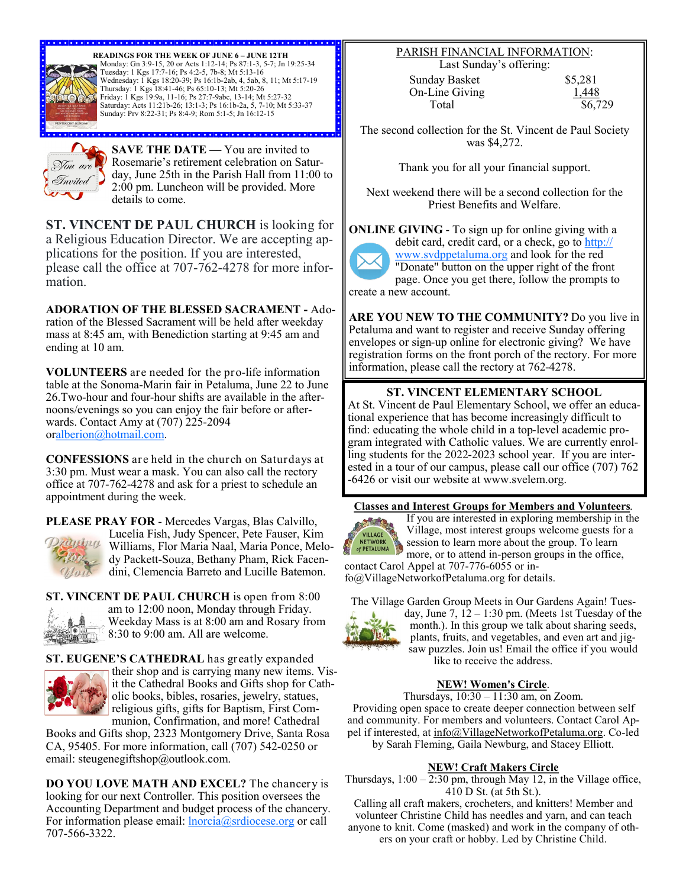**READINGS FOR THE WEEK OF JUNE 6 – JUNE 12TH**

Monday: Gn 3:9-15, 20 or Acts 1:12-14; Ps 87:1-3, 5-7; Jn 19:25-34
Tuesday: 1 Kgs 17:7-16; Ps 4:2-5, 7b-8; Mt 5:13-16
Wednesday: 1 Kgs 18:20-39; Ps 16:1b-2ab, 4, 5ab, 8, 11; Mt 5:17-19
Thursday: 1 Kgs 18:41-46; Ps 65:10-13; Mt 5:20-26
Friday: 1 Kgs 19:9a, 11-16; Ps 27:7-9abc, 13-14; Mt 5:27-32
Saturday: Acts 11:21b-26; 13:1-3; Ps 16:1b-2a, 5, 7-10; Mt 5:33-37
Sunday: Prv 8:22-31; Ps 8:4-9; Rom 5:1-5; Jn 16:12-15

**SAVE THE DATE** — You are invited to Rosemarie's retirement celebration on Saturday, June 25th in the Parish Hall from 11:00 to 2:00 pm. Luncheon will be provided. More details to come.

**ST. VINCENT DE PAUL CHURCH** is looking for a Religious Education Director. We are accepting applications for the position. If you are interested, please call the office at 707-762-4278 for more information.

**ADORATION OF THE BLESSED SACRAMENT -** Adoration of the Blessed Sacrament will be held after weekday mass at 8:45 am, with Benediction starting at 9:45 am and ending at 10 am.

**VOLUNTEERS** are needed for the pro-life information table at the Sonoma-Marin fair in Petaluma, June 22 to June 26.Two-hour and four-hour shifts are available in the afternoons/evenings so you can enjoy the fair before or afterwards. Contact Amy at (707) 225-2094 oralberion@hotmail.com.

**CONFESSIONS** are held in the church on Saturdays at 3:30 pm. Must wear a mask. You can also call the rectory office at 707-762-4278 and ask for a priest to schedule an appointment during the week.

**PLEASE PRAY FOR** - Mercedes Vargas, Blas Calvillo, Lucelia Fish, Judy Spencer, Pete Fauser, Kim Williams, Flor Maria Naal, Maria Ponce, Melody Packett-Souza, Bethany Pham, Rick Facendini, Clemencia Barreto and Lucille Batemon.

**ST. VINCENT DE PAUL CHURCH** is open from 8:00 am to 12:00 noon, Monday through Friday. Weekday Mass is at 8:00 am and Rosary from 8:30 to 9:00 am. All are welcome.

**ST. EUGENE'S CATHEDRAL** has greatly expanded their shop and is carrying many new items. Visit the Cathedral Books and Gifts shop for Catholic books, bibles, rosaries, jewelry, statues, religious gifts, gifts for Baptism, First Communion, Confirmation, and more! Cathedral Books and Gifts shop, 2323 Montgomery Drive, Santa Rosa CA, 95405. For more information, call (707) 542-0250 or email: steugenegiftshop@outlook.com.

**DO YOU LOVE MATH AND EXCEL?** The chancery is looking for our next Controller. This position oversees the Accounting Department and budget process of the chancery. For information please email: lnorcia@srdiocese.org or call 707-566-3322.

PARISH FINANCIAL INFORMATION:
Last Sunday's offering:

| | |
|---|---|
| Sunday Basket | $5,281 |
| On-Line Giving | 1,448 |
| Total | $6,729 |

The second collection for the St. Vincent de Paul Society was $4,272.

Thank you for all your financial support.

Next weekend there will be a second collection for the Priest Benefits and Welfare.

**ONLINE GIVING** - To sign up for online giving with a debit card, credit card, or a check, go to http://www.svdppetaluma.org and look for the red "Donate" button on the upper right of the front page. Once you get there, follow the prompts to create a new account.

**ARE YOU NEW TO THE COMMUNITY?** Do you live in Petaluma and want to register and receive Sunday offering envelopes or sign-up online for electronic giving? We have registration forms on the front porch of the rectory. For more information, please call the rectory at 762-4278.

**ST. VINCENT ELEMENTARY SCHOOL**

At St. Vincent de Paul Elementary School, we offer an educational experience that has become increasingly difficult to find: educating the whole child in a top-level academic program integrated with Catholic values. We are currently enrolling students for the 2022-2023 school year. If you are interested in a tour of our campus, please call our office (707) 762-6426 or visit our website at www.svelem.org.

**Classes and Interest Groups for Members and Volunteers**.

If you are interested in exploring membership in the Village, most interest groups welcome guests for a session to learn more about the group. To learn more, or to attend in-person groups in the office, contact Carol Appel at 707-776-6055 or info@VillageNetworkofPetaluma.org for details.

The Village Garden Group Meets in Our Gardens Again! Tuesday, June 7, 12 – 1:30 pm. (Meets 1st Tuesday of the month.). In this group we talk about sharing seeds, plants, fruits, and vegetables, and even art and jigsaw puzzles. Join us! Email the office if you would like to receive the address.

**NEW! Women's Circle**.

Thursdays, 10:30 – 11:30 am, on Zoom.
Providing open space to create deeper connection between self and community. For members and volunteers. Contact Carol Appel if interested, at info@VillageNetworkofPetaluma.org. Co-led by Sarah Fleming, Gaila Newburg, and Stacey Elliott.

**NEW! Craft Makers Circle**

Thursdays, 1:00 – 2:30 pm, through May 12, in the Village office, 410 D St. (at 5th St.).
Calling all craft makers, crocheters, and knitters! Member and volunteer Christine Child has needles and yarn, and can teach anyone to knit. Come (masked) and work in the company of others on your craft or hobby. Led by Christine Child.